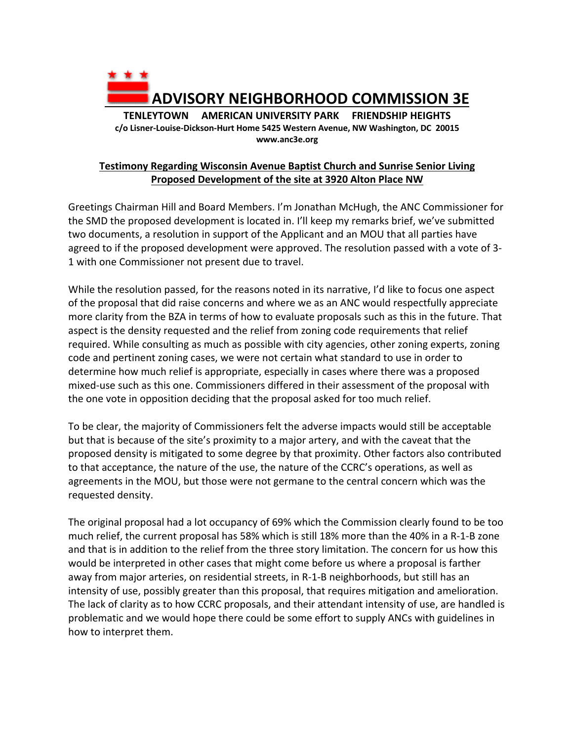# ADVISORY NEIGHBORHOOD COMMISSION 3E

**TENLEYTOWN AMERICAN UNIVERSITY PARK FRIENDSHIP HEIGHTS**

**c/o Lisner-Louise-Dickson-Hurt Home 5425 Western Avenue, NW Washington, DC 20015**

**www.anc3e.org**

## Testimony Regarding Wisconsin Avenue Baptist Church and Sunrise Senior Living Proposed Development of the site at 3920 Alton Place NW

Greetings Chairman Hill and Board Members. I'm Jonathan McHugh, the ANC Commissioner for the SMD the proposed development is located in. I'll keep my remarks brief, we've submitted two documents, a resolution in support of the Applicant and an MOU that all parties have agreed to if the proposed development were approved. The resolution passed with a vote of 3-1 with one Commissioner not present due to travel.

While the resolution passed, for the reasons noted in its narrative, I'd like to focus one aspect of the proposal that did raise concerns and where we as an ANC would respectfully appreciate more clarity from the BZA in terms of how to evaluate proposals such as this in the future. That aspect is the density requested and the relief from zoning code requirements that relief required. While consulting as much as possible with city agencies, other zoning experts, zoning code and pertinent zoning cases, we were not certain what standard to use in order to determine how much relief is appropriate, especially in cases where there was a proposed mixed-use such as this one. Commissioners differed in their assessment of the proposal with the one vote in opposition deciding that the proposal asked for too much relief.

To be clear, the majority of Commissioners felt the adverse impacts would still be acceptable but that is because of the site's proximity to a major artery, and with the caveat that the proposed density is mitigated to some degree by that proximity. Other factors also contributed to that acceptance, the nature of the use, the nature of the CCRC's operations, as well as agreements in the MOU, but those were not germane to the central concern which was the requested density.

The original proposal had a lot occupancy of 69% which the Commission clearly found to be too much relief, the current proposal has 58% which is still 18% more than the 40% in a R-1-B zone and that is in addition to the relief from the three story limitation. The concern for us how this would be interpreted in other cases that might come before us where a proposal is farther away from major arteries, on residential streets, in R-1-B neighborhoods, but still has an intensity of use, possibly greater than this proposal, that requires mitigation and amelioration. The lack of clarity as to how CCRC proposals, and their attendant intensity of use, are handled is problematic and we would hope there could be some effort to supply ANCs with guidelines in how to interpret them.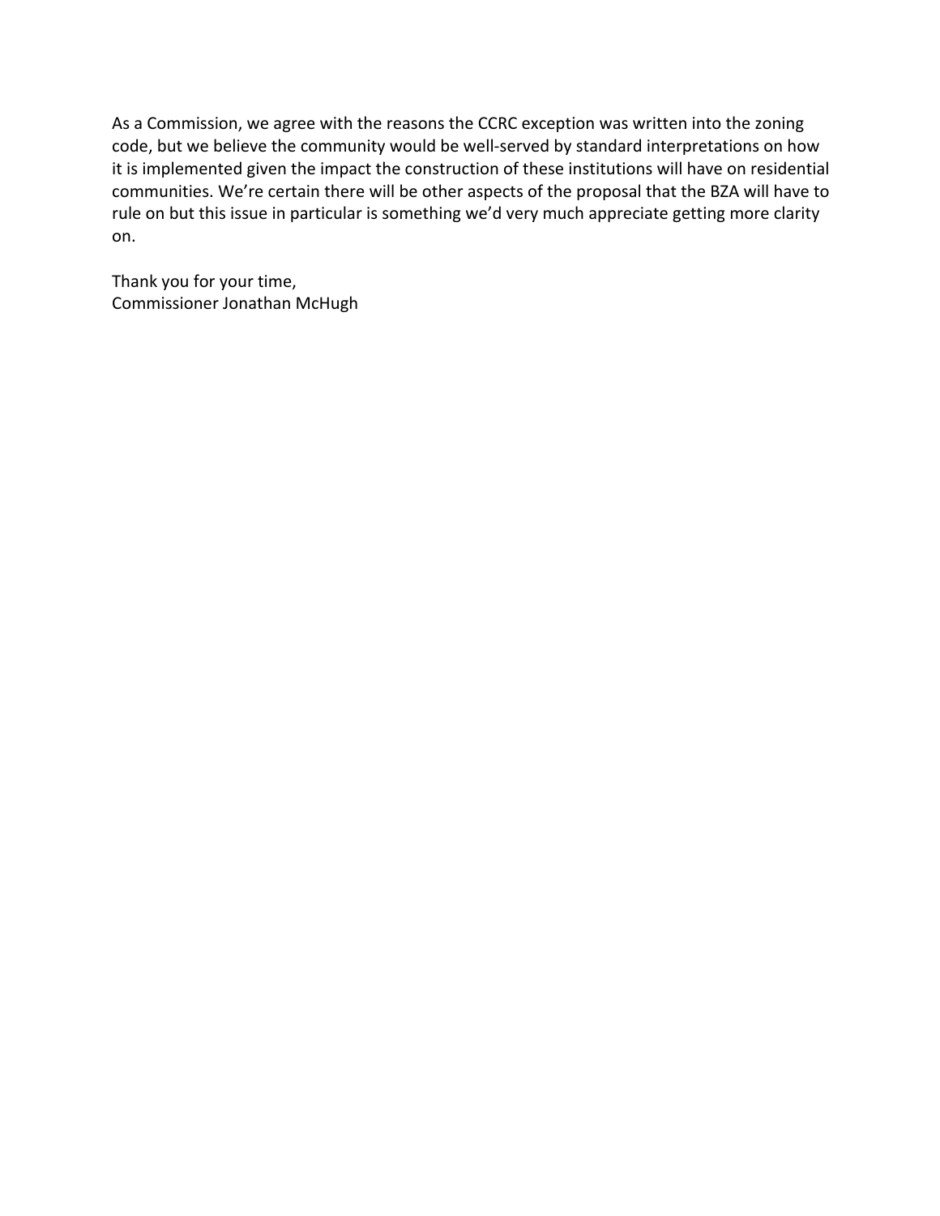As a Commission, we agree with the reasons the CCRC exception was written into the zoning code, but we believe the community would be well-served by standard interpretations on how it is implemented given the impact the construction of these institutions will have on residential communities. We're certain there will be other aspects of the proposal that the BZA will have to rule on but this issue in particular is something we'd very much appreciate getting more clarity on.

Thank you for your time,
Commissioner Jonathan McHugh